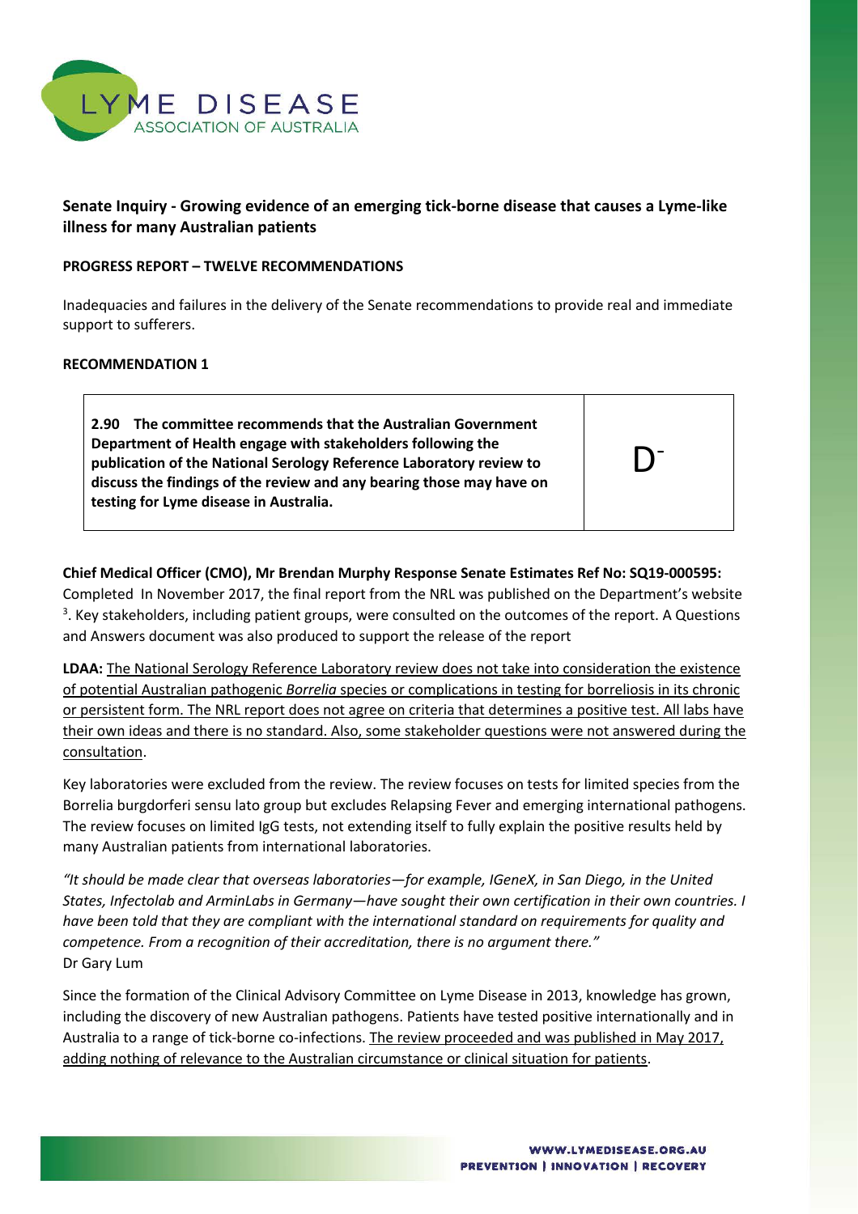# LYME DISEASE ASSOCIATION OF AUSTRALIA

## Senate Inquiry - Growing evidence of an emerging tick-borne disease that causes a Lyme-like illness for many Australian patients

**PROGRESS REPORT – TWELVE RECOMMENDATIONS**

Inadequacies and failures in the delivery of the Senate recommendations to provide real and immediate support to sufferers.

**RECOMMENDATION 1**

| | |
|---|---|
| **2.90 The committee recommends that the Australian Government Department of Health engage with stakeholders following the publication of the National Serology Reference Laboratory review to discuss the findings of the review and any bearing those may have on testing for Lyme disease in Australia.** | $D^-$ |

**Chief Medical Officer (CMO), Mr Brendan Murphy Response Senate Estimates Ref No: SQ19-000595:** Completed In November 2017, the final report from the NRL was published on the Department's website [3]. Key stakeholders, including patient groups, were consulted on the outcomes of the report. A Questions and Answers document was also produced to support the release of the report

**LDAA:** The National Serology Reference Laboratory review does not take into consideration the existence of potential Australian pathogenic *Borrelia* species or complications in testing for borreliosis in its chronic or persistent form. The NRL report does not agree on criteria that determines a positive test. All labs have their own ideas and there is no standard. Also, some stakeholder questions were not answered during the consultation.

Key laboratories were excluded from the review. The review focuses on tests for limited species from the Borrelia burgdorferi sensu lato group but excludes Relapsing Fever and emerging international pathogens. The review focuses on limited IgG tests, not extending itself to fully explain the positive results held by many Australian patients from international laboratories.

*"It should be made clear that overseas laboratories—for example, IGeneX, in San Diego, in the United States, Infectolab and ArminLabs in Germany—have sought their own certification in their own countries. I have been told that they are compliant with the international standard on requirements for quality and competence. From a recognition of their accreditation, there is no argument there."*
Dr Gary Lum

Since the formation of the Clinical Advisory Committee on Lyme Disease in 2013, knowledge has grown, including the discovery of new Australian pathogens. Patients have tested positive internationally and in Australia to a range of tick-borne co-infections. The review proceeded and was published in May 2017, adding nothing of relevance to the Australian circumstance or clinical situation for patients.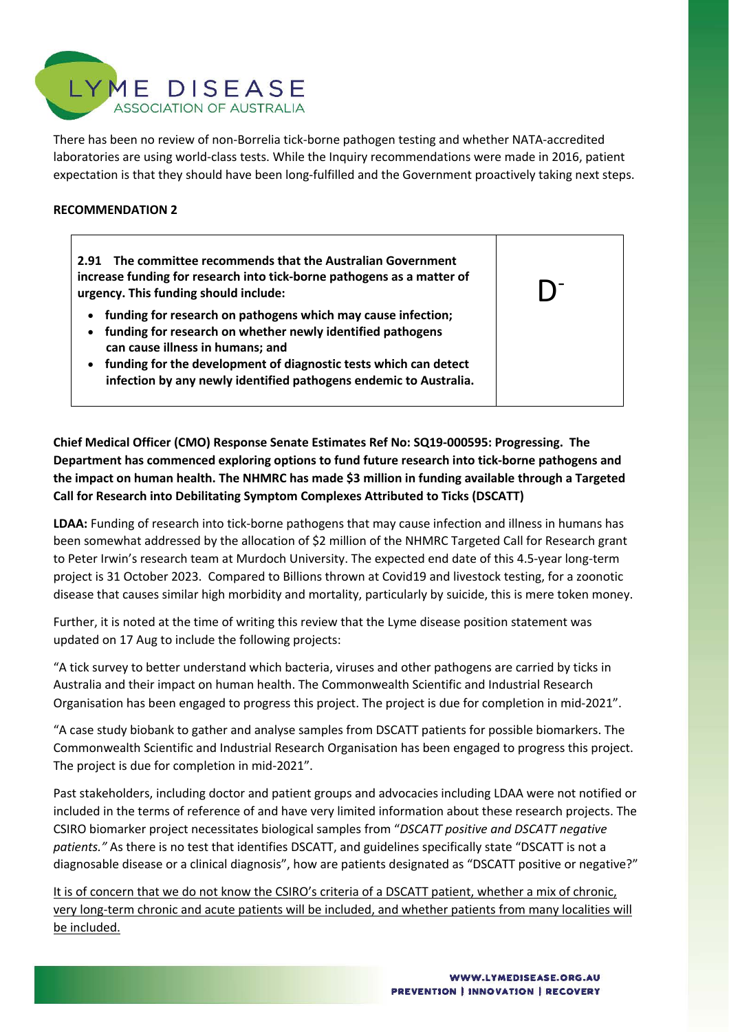There has been no review of non-Borrelia tick-borne pathogen testing and whether NATA-accredited laboratories are using world-class tests. While the Inquiry recommendations were made in 2016, patient expectation is that they should have been long-fulfilled and the Government proactively taking next steps.

**RECOMMENDATION 2**

| **2.91 The committee recommends that the Australian Government increase funding for research into tick-borne pathogens as a matter of urgency. This funding should include:**<br>• **funding for research on pathogens which may cause infection;**<br>• **funding for research on whether newly identified pathogens can cause illness in humans; and**<br>• **funding for the development of diagnostic tests which can detect infection by any newly identified pathogens endemic to Australia.** | D⁻ |
|---|---|

**Chief Medical Officer (CMO) Response Senate Estimates Ref No: SQ19-000595: Progressing. The Department has commenced exploring options to fund future research into tick-borne pathogens and the impact on human health. The NHMRC has made $3 million in funding available through a Targeted Call for Research into Debilitating Symptom Complexes Attributed to Ticks (DSCATT)**

**LDAA:** Funding of research into tick-borne pathogens that may cause infection and illness in humans has been somewhat addressed by the allocation of $2 million of the NHMRC Targeted Call for Research grant to Peter Irwin's research team at Murdoch University. The expected end date of this 4.5-year long-term project is 31 October 2023. Compared to Billions thrown at Covid19 and livestock testing, for a zoonotic disease that causes similar high morbidity and mortality, particularly by suicide, this is mere token money.

Further, it is noted at the time of writing this review that the Lyme disease position statement was updated on 17 Aug to include the following projects:

"A tick survey to better understand which bacteria, viruses and other pathogens are carried by ticks in Australia and their impact on human health. The Commonwealth Scientific and Industrial Research Organisation has been engaged to progress this project. The project is due for completion in mid-2021".

"A case study biobank to gather and analyse samples from DSCATT patients for possible biomarkers. The Commonwealth Scientific and Industrial Research Organisation has been engaged to progress this project. The project is due for completion in mid-2021".

Past stakeholders, including doctor and patient groups and advocacies including LDAA were not notified or included in the terms of reference of and have very limited information about these research projects. The CSIRO biomarker project necessitates biological samples from "*DSCATT positive and DSCATT negative patients.*" As there is no test that identifies DSCATT, and guidelines specifically state "DSCATT is not a diagnosable disease or a clinical diagnosis", how are patients designated as "DSCATT positive or negative?"

<u>It is of concern that we do not know the CSIRO's criteria of a DSCATT patient, whether a mix of chronic, very long-term chronic and acute patients will be included, and whether patients from many localities will be included.</u>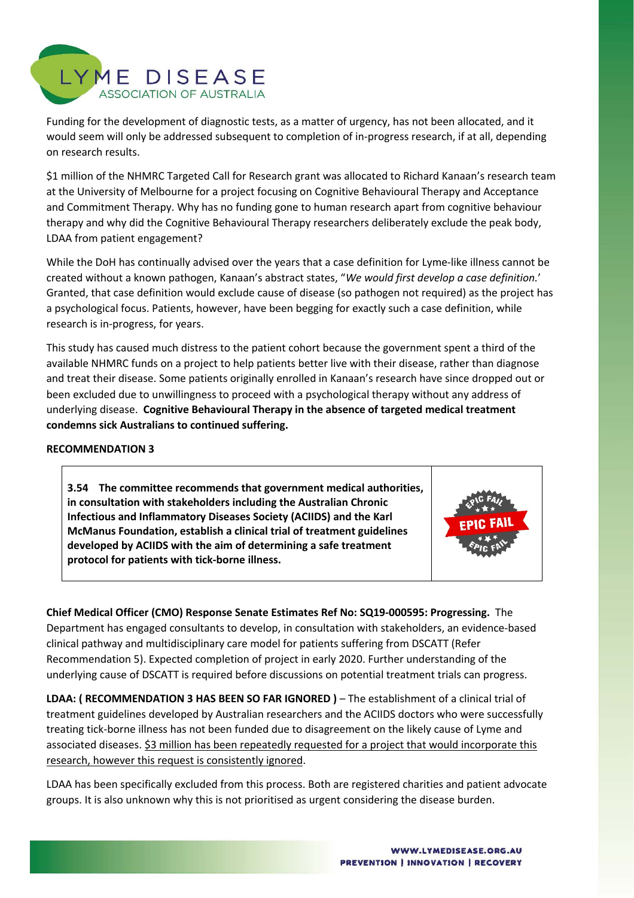Funding for the development of diagnostic tests, as a matter of urgency, has not been allocated, and it would seem will only be addressed subsequent to completion of in-progress research, if at all, depending on research results.

$1 million of the NHMRC Targeted Call for Research grant was allocated to Richard Kanaan's research team at the University of Melbourne for a project focusing on Cognitive Behavioural Therapy and Acceptance and Commitment Therapy. Why has no funding gone to human research apart from cognitive behaviour therapy and why did the Cognitive Behavioural Therapy researchers deliberately exclude the peak body, LDAA from patient engagement?

While the DoH has continually advised over the years that a case definition for Lyme-like illness cannot be created without a known pathogen, Kanaan's abstract states, "*We would first develop a case definition.*' Granted, that case definition would exclude cause of disease (so pathogen not required) as the project has a psychological focus. Patients, however, have been begging for exactly such a case definition, while research is in-progress, for years.

This study has caused much distress to the patient cohort because the government spent a third of the available NHMRC funds on a project to help patients better live with their disease, rather than diagnose and treat their disease. Some patients originally enrolled in Kanaan's research have since dropped out or been excluded due to unwillingness to proceed with a psychological therapy without any address of underlying disease. **Cognitive Behavioural Therapy in the absence of targeted medical treatment condemns sick Australians to continued suffering.**

**RECOMMENDATION 3**

| | |
|---|---|
| **3.54 The committee recommends that government medical authorities, in consultation with stakeholders including the Australian Chronic Infectious and Inflammatory Diseases Society (ACIIDS) and the Karl McManus Foundation, establish a clinical trial of treatment guidelines developed by ACIIDS with the aim of determining a safe treatment protocol for patients with tick-borne illness.** | EPIC FAIL |

**Chief Medical Officer (CMO) Response Senate Estimates Ref No: SQ19-000595: Progressing.** The Department has engaged consultants to develop, in consultation with stakeholders, an evidence-based clinical pathway and multidisciplinary care model for patients suffering from DSCATT (Refer Recommendation 5). Expected completion of project in early 2020. Further understanding of the underlying cause of DSCATT is required before discussions on potential treatment trials can progress.

**LDAA: ( RECOMMENDATION 3 HAS BEEN SO FAR IGNORED )** – The establishment of a clinical trial of treatment guidelines developed by Australian researchers and the ACIIDS doctors who were successfully treating tick-borne illness has not been funded due to disagreement on the likely cause of Lyme and associated diseases. $3 million has been repeatedly requested for a project that would incorporate this research, however this request is consistently ignored.

LDAA has been specifically excluded from this process. Both are registered charities and patient advocate groups. It is also unknown why this is not prioritised as urgent considering the disease burden.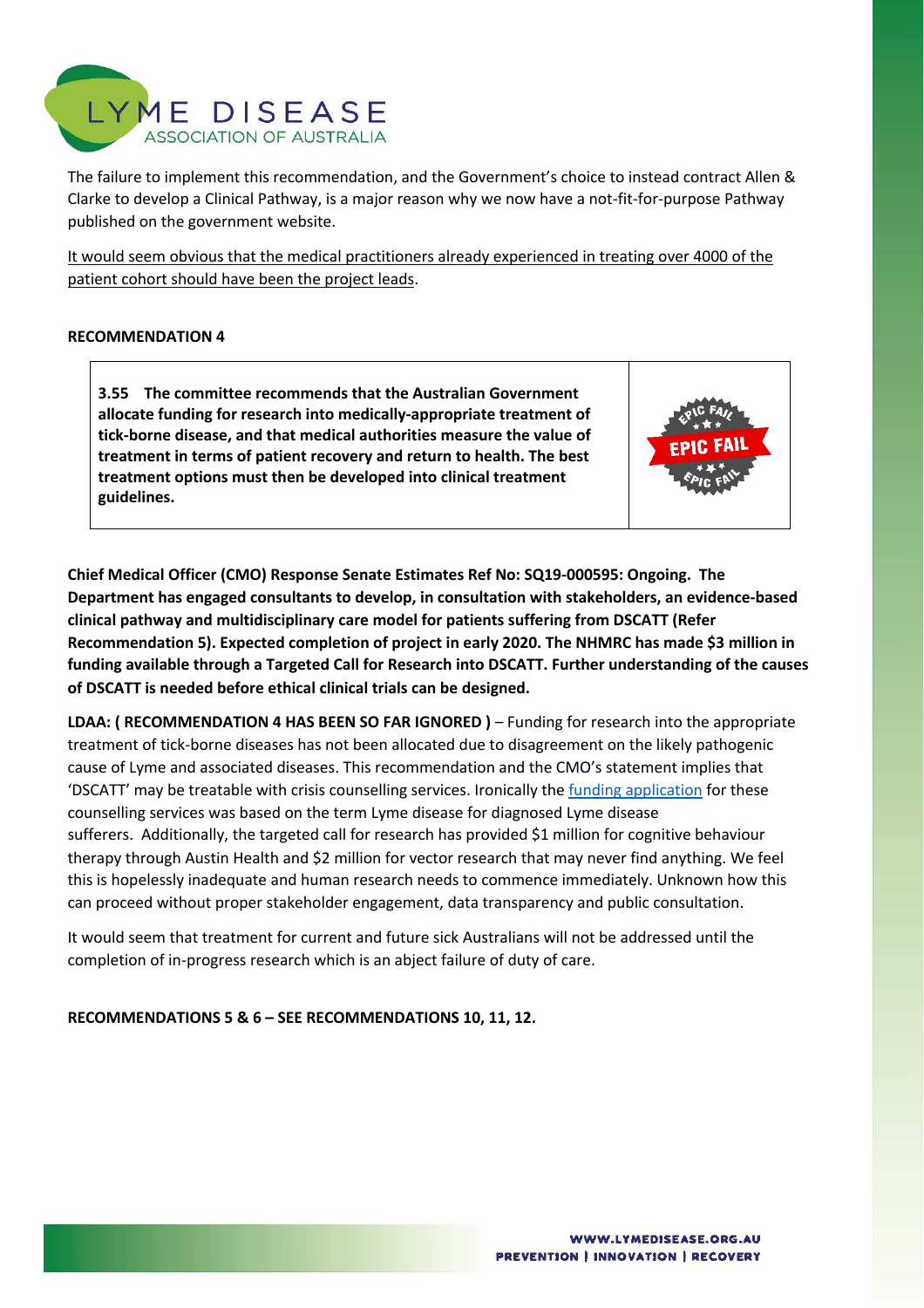The failure to implement this recommendation, and the Government's choice to instead contract Allen & Clarke to develop a Clinical Pathway, is a major reason why we now have a not-fit-for-purpose Pathway published on the government website.

<u>It would seem obvious that the medical practitioners already experienced in treating over 4000 of the patient cohort should have been the project leads</u>.

**RECOMMENDATION 4**

| **3.55 The committee recommends that the Australian Government allocate funding for research into medically-appropriate treatment of tick-borne disease, and that medical authorities measure the value of treatment in terms of patient recovery and return to health. The best treatment options must then be developed into clinical treatment guidelines.** | EPIC FAIL |
|---|---|

**Chief Medical Officer (CMO) Response Senate Estimates Ref No: SQ19-000595: Ongoing. The Department has engaged consultants to develop, in consultation with stakeholders, an evidence-based clinical pathway and multidisciplinary care model for patients suffering from DSCATT (Refer Recommendation 5). Expected completion of project in early 2020. The NHMRC has made $3 million in funding available through a Targeted Call for Research into DSCATT. Further understanding of the causes of DSCATT is needed before ethical clinical trials can be designed.**

**LDAA: ( RECOMMENDATION 4 HAS BEEN SO FAR IGNORED )** – Funding for research into the appropriate treatment of tick-borne diseases has not been allocated due to disagreement on the likely pathogenic cause of Lyme and associated diseases. This recommendation and the CMO's statement implies that 'DSCATT' may be treatable with crisis counselling services. Ironically the funding application for these counselling services was based on the term Lyme disease for diagnosed Lyme disease sufferers. Additionally, the targeted call for research has provided $1 million for cognitive behaviour therapy through Austin Health and $2 million for vector research that may never find anything. We feel this is hopelessly inadequate and human research needs to commence immediately. Unknown how this can proceed without proper stakeholder engagement, data transparency and public consultation.

It would seem that treatment for current and future sick Australians will not be addressed until the completion of in-progress research which is an abject failure of duty of care.

**RECOMMENDATIONS 5 & 6 – SEE RECOMMENDATIONS 10, 11, 12.**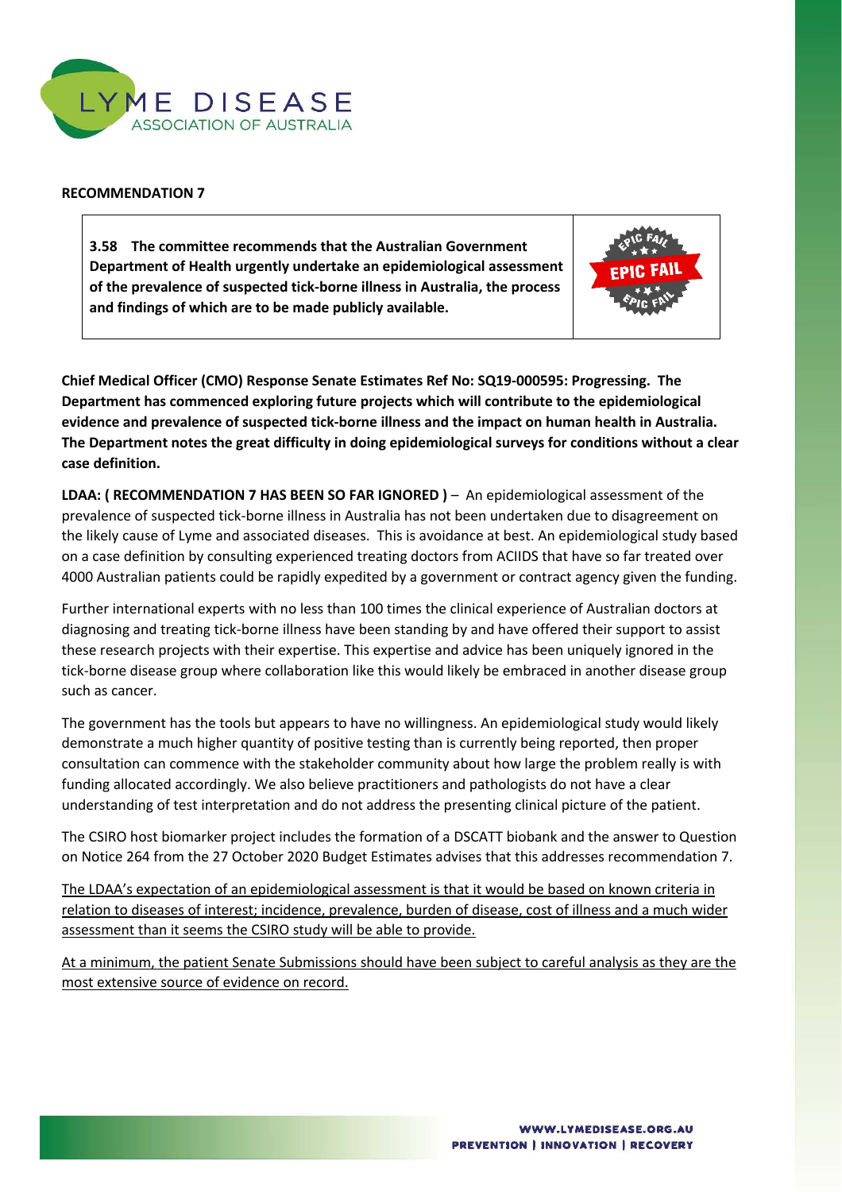**RECOMMENDATION 7**

| **3.58 The committee recommends that the Australian Government Department of Health urgently undertake an epidemiological assessment of the prevalence of suspected tick-borne illness in Australia, the process and findings of which are to be made publicly available.** | EPIC FAIL |
|---|---|

**Chief Medical Officer (CMO) Response Senate Estimates Ref No: SQ19-000595: Progressing. The Department has commenced exploring future projects which will contribute to the epidemiological evidence and prevalence of suspected tick-borne illness and the impact on human health in Australia. The Department notes the great difficulty in doing epidemiological surveys for conditions without a clear case definition.**

**LDAA: ( RECOMMENDATION 7 HAS BEEN SO FAR IGNORED )** – An epidemiological assessment of the prevalence of suspected tick-borne illness in Australia has not been undertaken due to disagreement on the likely cause of Lyme and associated diseases. This is avoidance at best. An epidemiological study based on a case definition by consulting experienced treating doctors from ACIIDS that have so far treated over 4000 Australian patients could be rapidly expedited by a government or contract agency given the funding.

Further international experts with no less than 100 times the clinical experience of Australian doctors at diagnosing and treating tick-borne illness have been standing by and have offered their support to assist these research projects with their expertise. This expertise and advice has been uniquely ignored in the tick-borne disease group where collaboration like this would likely be embraced in another disease group such as cancer.

The government has the tools but appears to have no willingness. An epidemiological study would likely demonstrate a much higher quantity of positive testing than is currently being reported, then proper consultation can commence with the stakeholder community about how large the problem really is with funding allocated accordingly. We also believe practitioners and pathologists do not have a clear understanding of test interpretation and do not address the presenting clinical picture of the patient.

The CSIRO host biomarker project includes the formation of a DSCATT biobank and the answer to Question on Notice 264 from the 27 October 2020 Budget Estimates advises that this addresses recommendation 7.

<u>The LDAA's expectation of an epidemiological assessment is that it would be based on known criteria in relation to diseases of interest; incidence, prevalence, burden of disease, cost of illness and a much wider assessment than it seems the CSIRO study will be able to provide.</u>

<u>At a minimum, the patient Senate Submissions should have been subject to careful analysis as they are the most extensive source of evidence on record.</u>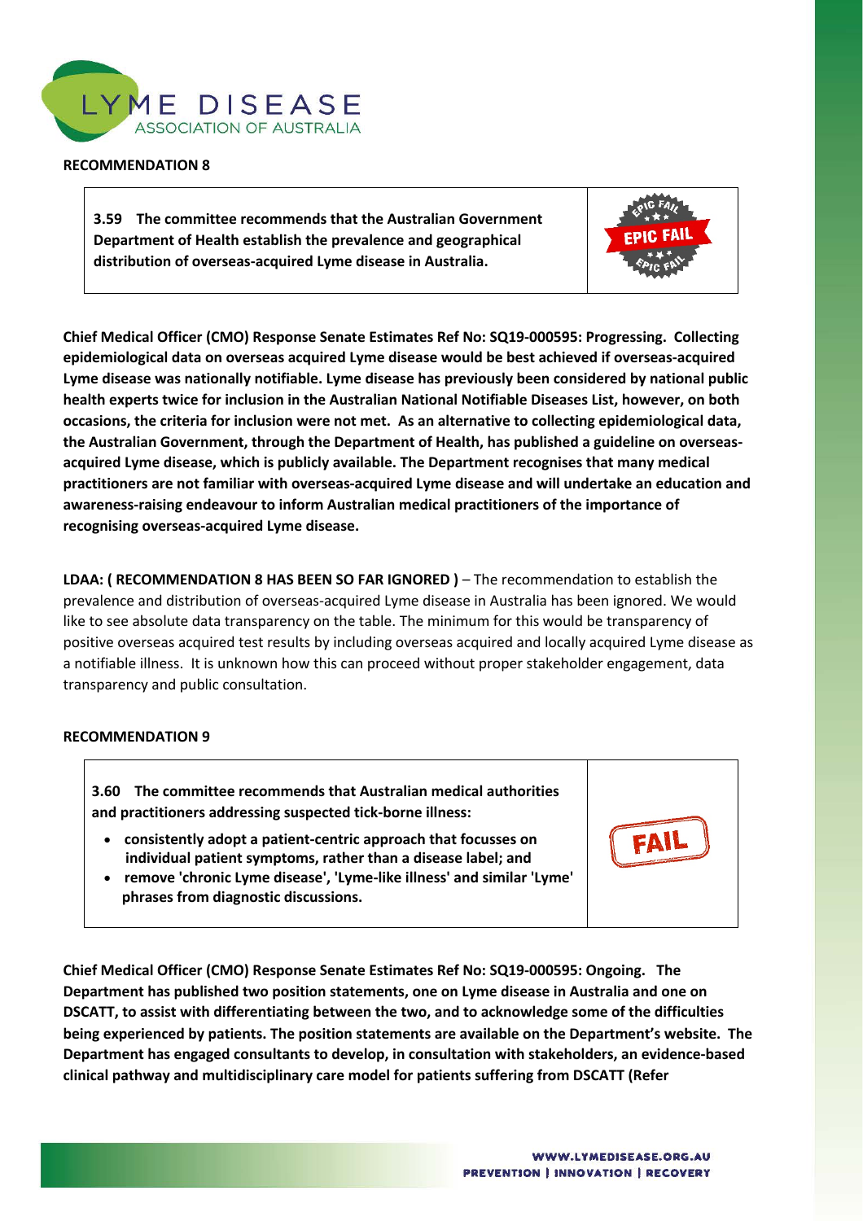## RECOMMENDATION 8

| **3.59 The committee recommends that the Australian Government Department of Health establish the prevalence and geographical distribution of overseas-acquired Lyme disease in Australia.** | EPIC FAIL |
| --- | --- |

**Chief Medical Officer (CMO) Response Senate Estimates Ref No: SQ19-000595: Progressing. Collecting epidemiological data on overseas acquired Lyme disease would be best achieved if overseas-acquired Lyme disease was nationally notifiable. Lyme disease has previously been considered by national public health experts twice for inclusion in the Australian National Notifiable Diseases List, however, on both occasions, the criteria for inclusion were not met. As an alternative to collecting epidemiological data, the Australian Government, through the Department of Health, has published a guideline on overseas-acquired Lyme disease, which is publicly available. The Department recognises that many medical practitioners are not familiar with overseas-acquired Lyme disease and will undertake an education and awareness-raising endeavour to inform Australian medical practitioners of the importance of recognising overseas-acquired Lyme disease.**

**LDAA: ( RECOMMENDATION 8 HAS BEEN SO FAR IGNORED )** – The recommendation to establish the prevalence and distribution of overseas-acquired Lyme disease in Australia has been ignored. We would like to see absolute data transparency on the table. The minimum for this would be transparency of positive overseas acquired test results by including overseas acquired and locally acquired Lyme disease as a notifiable illness. It is unknown how this can proceed without proper stakeholder engagement, data transparency and public consultation.

## RECOMMENDATION 9

| **3.60 The committee recommends that Australian medical authorities and practitioners addressing suspected tick-borne illness:**<br>• **consistently adopt a patient-centric approach that focusses on individual patient symptoms, rather than a disease label; and**<br>• **remove 'chronic Lyme disease', 'Lyme-like illness' and similar 'Lyme' phrases from diagnostic discussions.** | FAIL |
| --- | --- |

**Chief Medical Officer (CMO) Response Senate Estimates Ref No: SQ19-000595: Ongoing. The Department has published two position statements, one on Lyme disease in Australia and one on DSCATT, to assist with differentiating between the two, and to acknowledge some of the difficulties being experienced by patients. The position statements are available on the Department's website. The Department has engaged consultants to develop, in consultation with stakeholders, an evidence-based clinical pathway and multidisciplinary care model for patients suffering from DSCATT (Refer**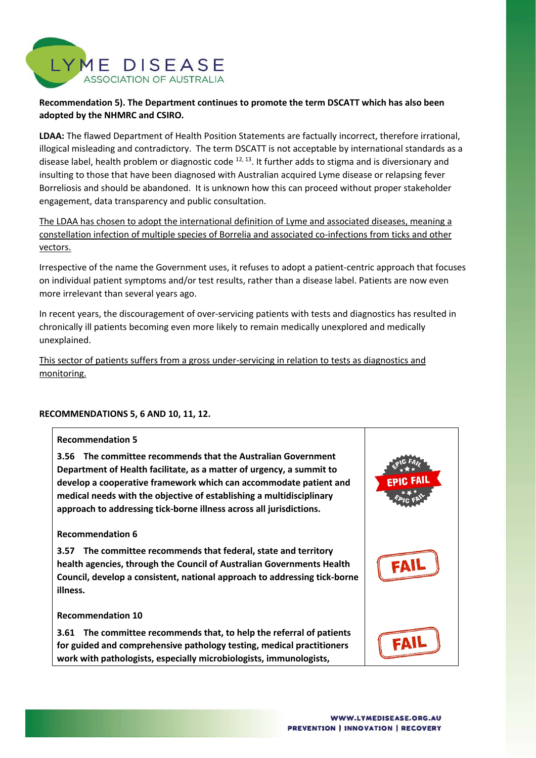**Recommendation 5). The Department continues to promote the term DSCATT which has also been adopted by the NHMRC and CSIRO.**

**LDAA:** The flawed Department of Health Position Statements are factually incorrect, therefore irrational, illogical misleading and contradictory. The term DSCATT is not acceptable by international standards as a disease label, health problem or diagnostic code [12, 13]. It further adds to stigma and is diversionary and insulting to those that have been diagnosed with Australian acquired Lyme disease or relapsing fever Borreliosis and should be abandoned. It is unknown how this can proceed without proper stakeholder engagement, data transparency and public consultation.

<u>The LDAA has chosen to adopt the international definition of Lyme and associated diseases, meaning a constellation infection of multiple species of Borrelia and associated co-infections from ticks and other vectors.</u>

Irrespective of the name the Government uses, it refuses to adopt a patient-centric approach that focuses on individual patient symptoms and/or test results, rather than a disease label. Patients are now even more irrelevant than several years ago.

In recent years, the discouragement of over-servicing patients with tests and diagnostics has resulted in chronically ill patients becoming even more likely to remain medically unexplored and medically unexplained.

<u>This sector of patients suffers from a gross under-servicing in relation to tests as diagnostics and monitoring.</u>

**RECOMMENDATIONS 5, 6 AND 10, 11, 12.**

| Recommendation | Status |
|---|---|
| **Recommendation 5**<br><br>**3.56 The committee recommends that the Australian Government Department of Health facilitate, as a matter of urgency, a summit to develop a cooperative framework which can accommodate patient and medical needs with the objective of establishing a multidisciplinary approach to addressing tick-borne illness across all jurisdictions.** | EPIC FAIL |
| **Recommendation 6**<br><br>**3.57 The committee recommends that federal, state and territory health agencies, through the Council of Australian Governments Health Council, develop a consistent, national approach to addressing tick-borne illness.** | FAIL |
| **Recommendation 10**<br><br>**3.61 The committee recommends that, to help the referral of patients for guided and comprehensive pathology testing, medical practitioners work with pathologists, especially microbiologists, immunologists,** | FAIL |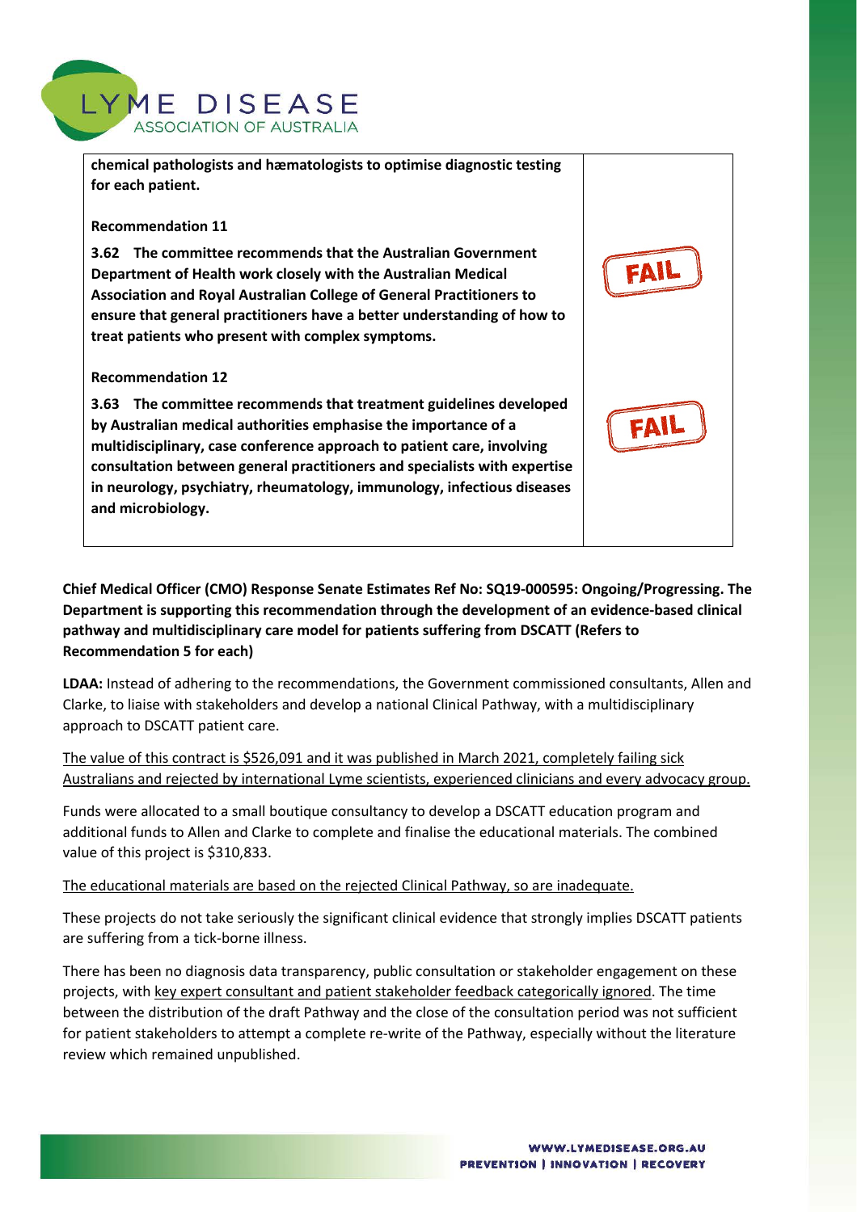| | |
|---|---|
| **chemical pathologists and hæmatologists to optimise diagnostic testing for each patient.** | |
| **Recommendation 11**<br><br>**3.62 The committee recommends that the Australian Government Department of Health work closely with the Australian Medical Association and Royal Australian College of General Practitioners to ensure that general practitioners have a better understanding of how to treat patients who present with complex symptoms.** | FAIL |
| **Recommendation 12**<br><br>**3.63 The committee recommends that treatment guidelines developed by Australian medical authorities emphasise the importance of a multidisciplinary, case conference approach to patient care, involving consultation between general practitioners and specialists with expertise in neurology, psychiatry, rheumatology, immunology, infectious diseases and microbiology.** | FAIL |

**Chief Medical Officer (CMO) Response Senate Estimates Ref No: SQ19-000595: Ongoing/Progressing. The Department is supporting this recommendation through the development of an evidence-based clinical pathway and multidisciplinary care model for patients suffering from DSCATT (Refers to Recommendation 5 for each)**

**LDAA:** Instead of adhering to the recommendations, the Government commissioned consultants, Allen and Clarke, to liaise with stakeholders and develop a national Clinical Pathway, with a multidisciplinary approach to DSCATT patient care.

The value of this contract is $526,091 and it was published in March 2021, completely failing sick Australians and rejected by international Lyme scientists, experienced clinicians and every advocacy group.

Funds were allocated to a small boutique consultancy to develop a DSCATT education program and additional funds to Allen and Clarke to complete and finalise the educational materials. The combined value of this project is $310,833.

The educational materials are based on the rejected Clinical Pathway, so are inadequate.

These projects do not take seriously the significant clinical evidence that strongly implies DSCATT patients are suffering from a tick-borne illness.

There has been no diagnosis data transparency, public consultation or stakeholder engagement on these projects, with key expert consultant and patient stakeholder feedback categorically ignored. The time between the distribution of the draft Pathway and the close of the consultation period was not sufficient for patient stakeholders to attempt a complete re-write of the Pathway, especially without the literature review which remained unpublished.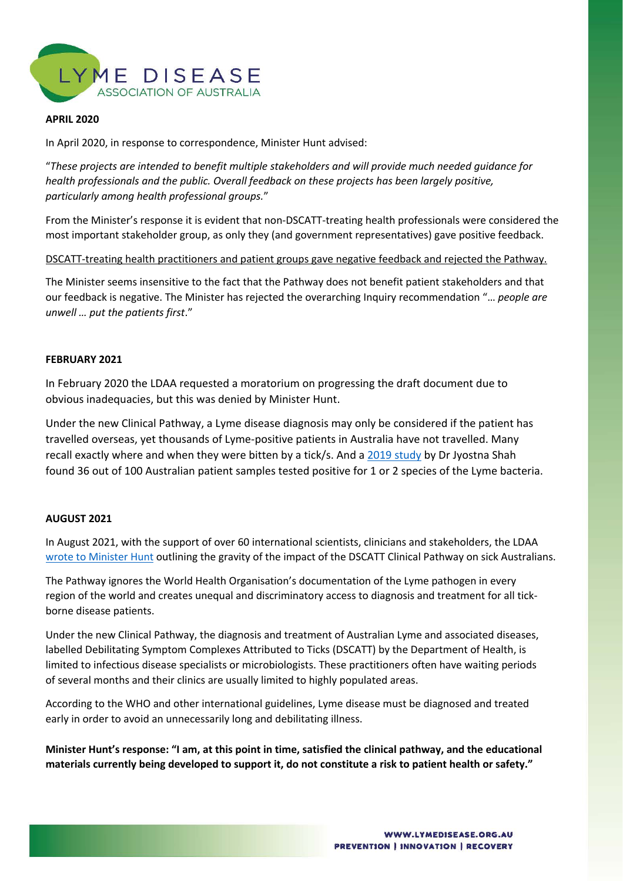**APRIL 2020**

In April 2020, in response to correspondence, Minister Hunt advised:

"*These projects are intended to benefit multiple stakeholders and will provide much needed guidance for health professionals and the public. Overall feedback on these projects has been largely positive, particularly among health professional groups.*"

From the Minister's response it is evident that non-DSCATT-treating health professionals were considered the most important stakeholder group, as only they (and government representatives) gave positive feedback.

<u>DSCATT-treating health practitioners and patient groups gave negative feedback and rejected the Pathway.</u>

The Minister seems insensitive to the fact that the Pathway does not benefit patient stakeholders and that our feedback is negative. The Minister has rejected the overarching Inquiry recommendation "*… people are unwell … put the patients first*."

**FEBRUARY 2021**

In February 2020 the LDAA requested a moratorium on progressing the draft document due to obvious inadequacies, but this was denied by Minister Hunt.

Under the new Clinical Pathway, a Lyme disease diagnosis may only be considered if the patient has travelled overseas, yet thousands of Lyme-positive patients in Australia have not travelled. Many recall exactly where and when they were bitten by a tick/s. And a [2019 study] by Dr Jyostna Shah found 36 out of 100 Australian patient samples tested positive for 1 or 2 species of the Lyme bacteria.

**AUGUST 2021**

In August 2021, with the support of over 60 international scientists, clinicians and stakeholders, the LDAA [wrote to Minister Hunt] outlining the gravity of the impact of the DSCATT Clinical Pathway on sick Australians.

The Pathway ignores the World Health Organisation's documentation of the Lyme pathogen in every region of the world and creates unequal and discriminatory access to diagnosis and treatment for all tick-borne disease patients.

Under the new Clinical Pathway, the diagnosis and treatment of Australian Lyme and associated diseases, labelled Debilitating Symptom Complexes Attributed to Ticks (DSCATT) by the Department of Health, is limited to infectious disease specialists or microbiologists. These practitioners often have waiting periods of several months and their clinics are usually limited to highly populated areas.

According to the WHO and other international guidelines, Lyme disease must be diagnosed and treated early in order to avoid an unnecessarily long and debilitating illness.

**Minister Hunt's response: "I am, at this point in time, satisfied the clinical pathway, and the educational materials currently being developed to support it, do not constitute a risk to patient health or safety."**